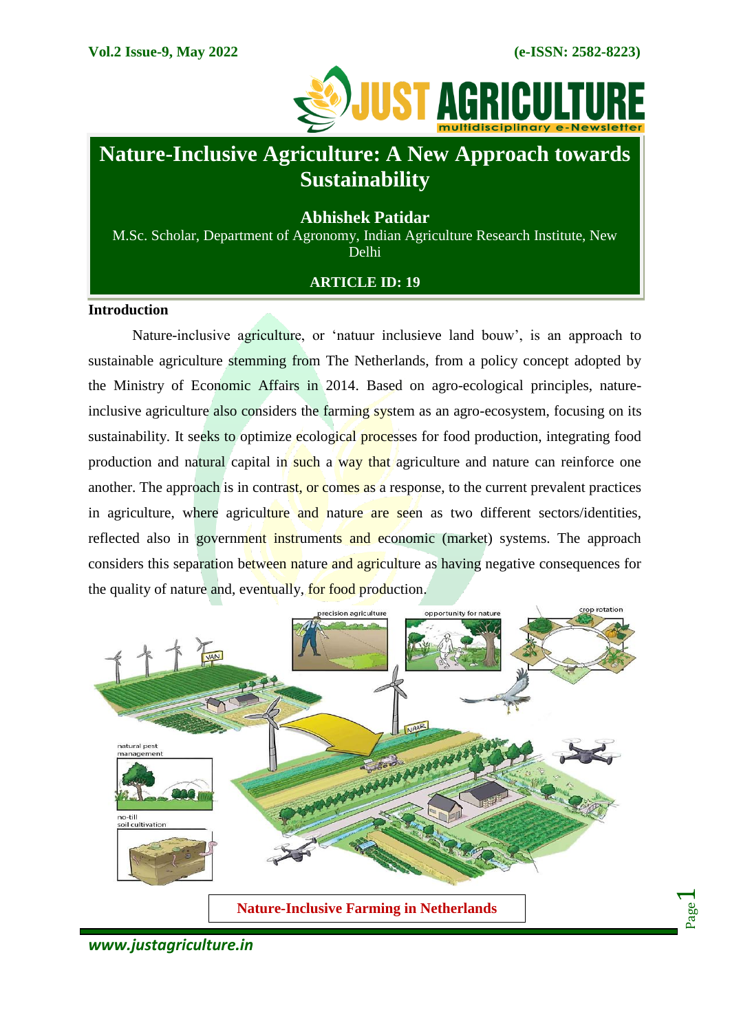# Nature-Inclusive Agriculture: A New Approach towards Sustainability

**Abhishek Patidar**

M.Sc. Scholar, Department of Agronomy, Indian Agriculture Research Institute, New Delhi

**ARTICLE ID: 19**

## Introduction

Nature-inclusive agriculture, or 'natuur inclusieve land bouw', is an approach to sustainable agriculture stemming from The Netherlands, from a policy concept adopted by the Ministry of Economic Affairs in 2014. Based on agro-ecological principles, nature-inclusive agriculture also considers the farming system as an agro-ecosystem, focusing on its sustainability. It seeks to optimize ecological processes for food production, integrating food production and natural capital in such a way that agriculture and nature can reinforce one another. The approach is in contrast, or comes as a response, to the current prevalent practices in agriculture, where agriculture and nature are seen as two different sectors/identities, reflected also in government instruments and economic (market) systems. The approach considers this separation between nature and agriculture as having negative consequences for the quality of nature and, eventually, for food production.

Nature-Inclusive Farming in Netherlands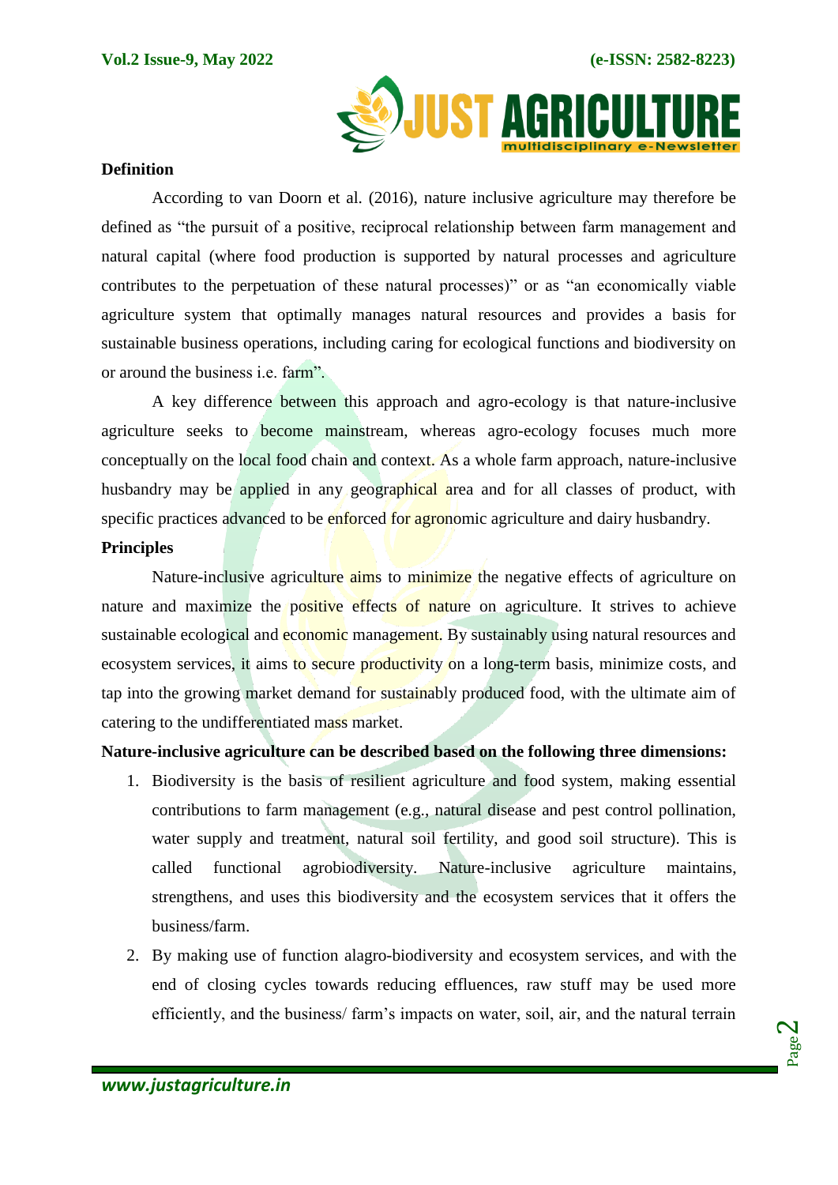**Definition**

According to van Doorn et al. (2016), nature inclusive agriculture may therefore be defined as “the pursuit of a positive, reciprocal relationship between farm management and natural capital (where food production is supported by natural processes and agriculture contributes to the perpetuation of these natural processes)” or as “an economically viable agriculture system that optimally manages natural resources and provides a basis for sustainable business operations, including caring for ecological functions and biodiversity on or around the business i.e. farm”.

A key difference between this approach and agro-ecology is that nature-inclusive agriculture seeks to become mainstream, whereas agro-ecology focuses much more conceptually on the local food chain and context. As a whole farm approach, nature-inclusive husbandry may be applied in any geographical area and for all classes of product, with specific practices advanced to be enforced for agronomic agriculture and dairy husbandry.

**Principles**

Nature-inclusive agriculture aims to minimize the negative effects of agriculture on nature and maximize the positive effects of nature on agriculture. It strives to achieve sustainable ecological and economic management. By sustainably using natural resources and ecosystem services, it aims to secure productivity on a long-term basis, minimize costs, and tap into the growing market demand for sustainably produced food, with the ultimate aim of catering to the undifferentiated mass market.

**Nature-inclusive agriculture can be described based on the following three dimensions:**

1. Biodiversity is the basis of resilient agriculture and food system, making essential contributions to farm management (e.g., natural disease and pest control pollination, water supply and treatment, natural soil fertility, and good soil structure). This is called functional agrobiodiversity. Nature-inclusive agriculture maintains, strengthens, and uses this biodiversity and the ecosystem services that it offers the business/farm.
2. By making use of function alagro-biodiversity and ecosystem services, and with the end of closing cycles towards reducing effluences, raw stuff may be used more efficiently, and the business/ farm’s impacts on water, soil, air, and the natural terrain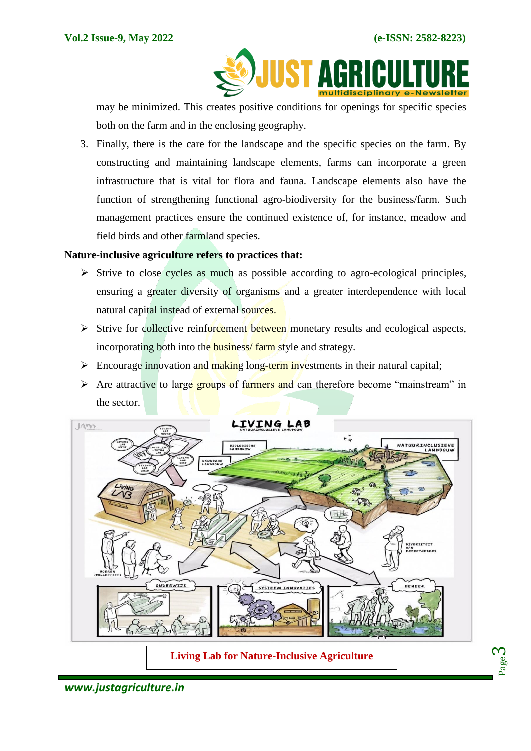may be minimized. This creates positive conditions for openings for specific species both on the farm and in the enclosing geography.

3. Finally, there is the care for the landscape and the specific species on the farm. By constructing and maintaining landscape elements, farms can incorporate a green infrastructure that is vital for flora and fauna. Landscape elements also have the function of strengthening functional agro-biodiversity for the business/farm. Such management practices ensure the continued existence of, for instance, meadow and field birds and other farmland species.

**Nature-inclusive agriculture refers to practices that:**

- Strive to close cycles as much as possible according to agro-ecological principles, ensuring a greater diversity of organisms and a greater interdependence with local natural capital instead of external sources.
- Strive for collective reinforcement between monetary results and ecological aspects, incorporating both into the business/ farm style and strategy.
- Encourage innovation and making long-term investments in their natural capital;
- Are attractive to large groups of farmers and can therefore become "mainstream" in the sector.

**Living Lab for Nature-Inclusive Agriculture**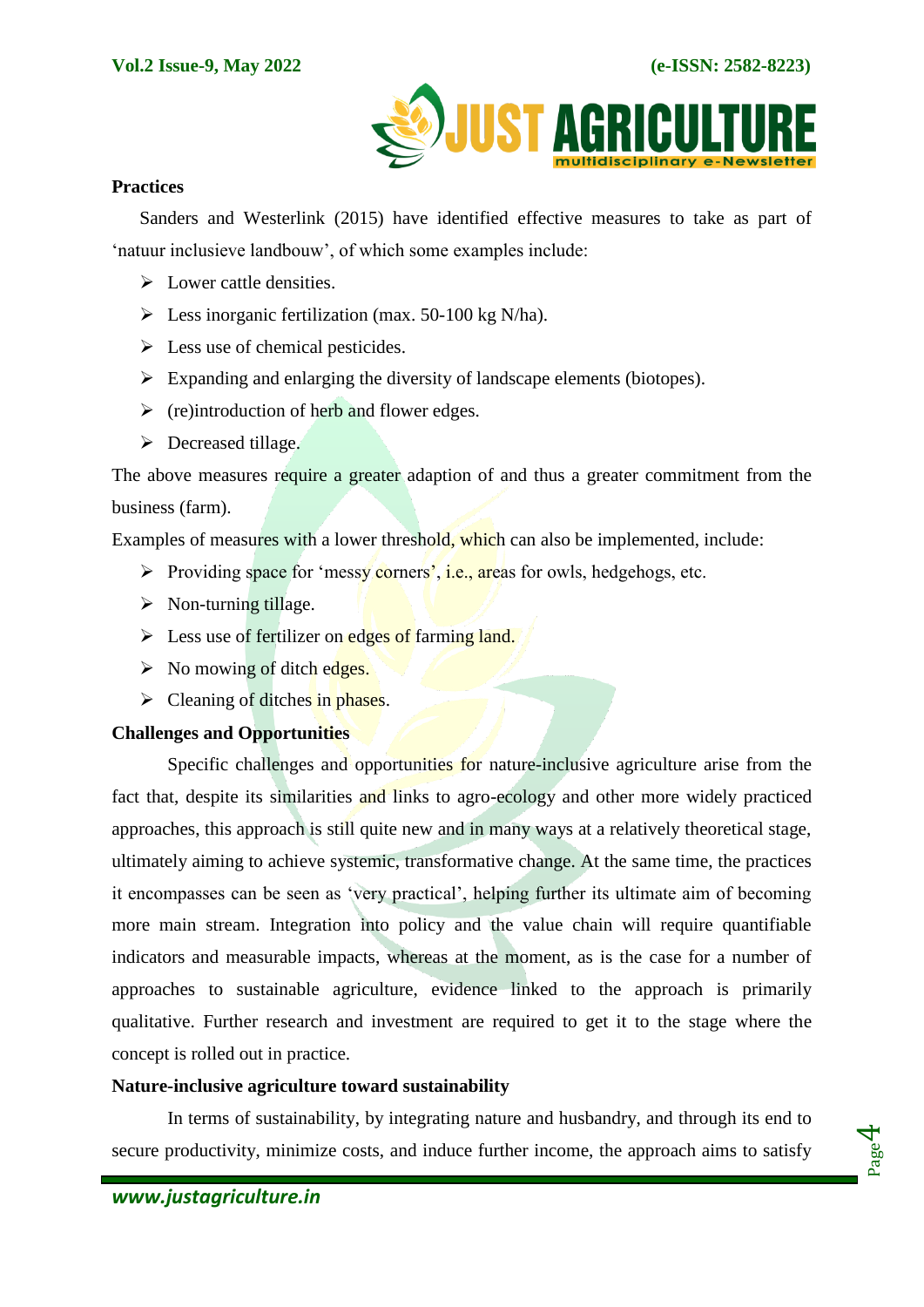**Practices**

Sanders and Westerlink (2015) have identified effective measures to take as part of ‘natuur inclusieve landbouw’, of which some examples include:

- Lower cattle densities.
- Less inorganic fertilization (max. 50-100 kg N/ha).
- Less use of chemical pesticides.
- Expanding and enlarging the diversity of landscape elements (biotopes).
- (re)introduction of herb and flower edges.
- Decreased tillage.

The above measures require a greater adaption of and thus a greater commitment from the business (farm).

Examples of measures with a lower threshold, which can also be implemented, include:

- Providing space for ‘messy corners’, i.e., areas for owls, hedgehogs, etc.
- Non-turning tillage.
- Less use of fertilizer on edges of farming land.
- No mowing of ditch edges.
- Cleaning of ditches in phases.

**Challenges and Opportunities**

Specific challenges and opportunities for nature-inclusive agriculture arise from the fact that, despite its similarities and links to agro-ecology and other more widely practiced approaches, this approach is still quite new and in many ways at a relatively theoretical stage, ultimately aiming to achieve systemic, transformative change. At the same time, the practices it encompasses can be seen as ‘very practical’, helping further its ultimate aim of becoming more main stream. Integration into policy and the value chain will require quantifiable indicators and measurable impacts, whereas at the moment, as is the case for a number of approaches to sustainable agriculture, evidence linked to the approach is primarily qualitative. Further research and investment are required to get it to the stage where the concept is rolled out in practice.

**Nature-inclusive agriculture toward sustainability**

In terms of sustainability, by integrating nature and husbandry, and through its end to secure productivity, minimize costs, and induce further income, the approach aims to satisfy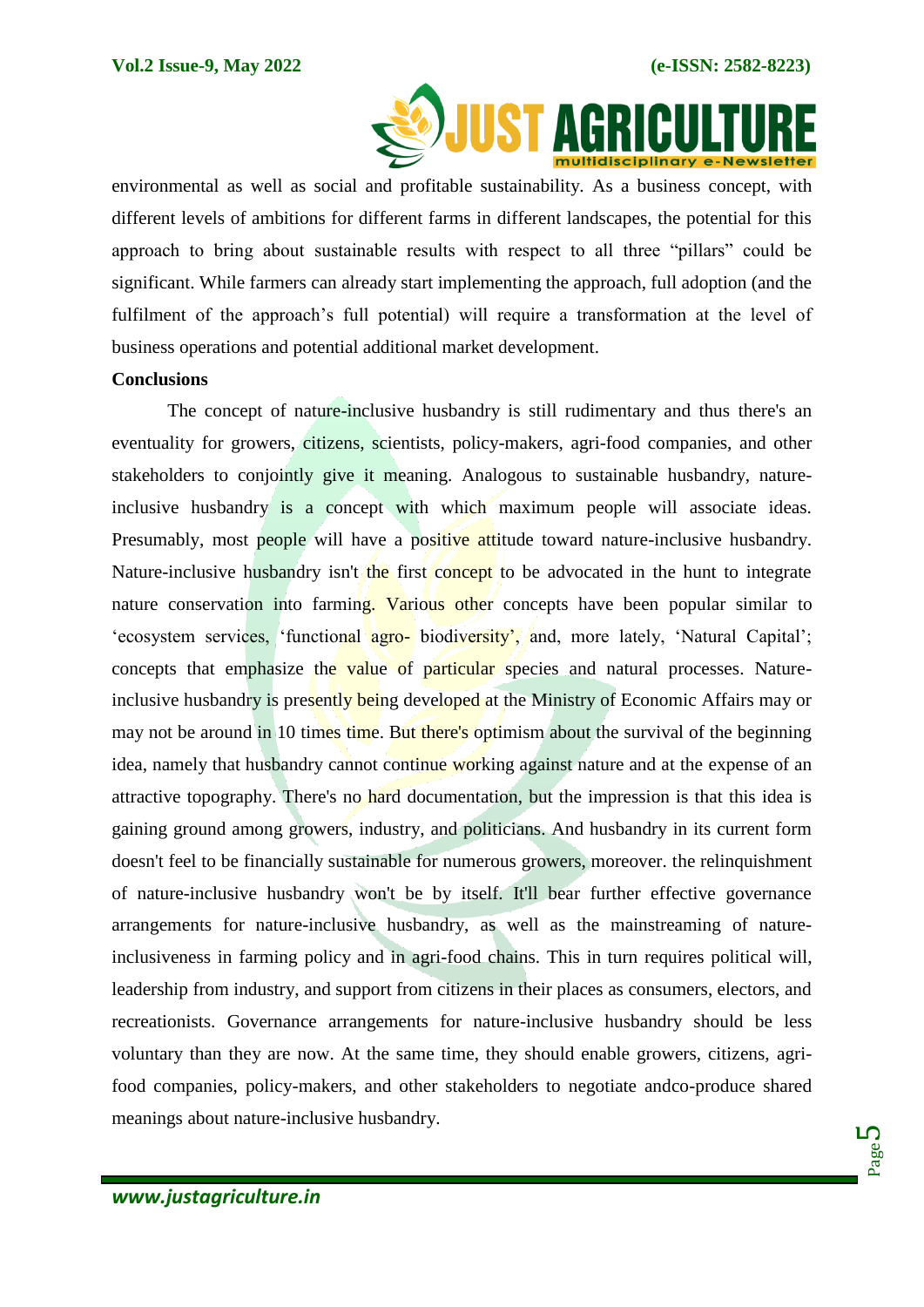environmental as well as social and profitable sustainability. As a business concept, with different levels of ambitions for different farms in different landscapes, the potential for this approach to bring about sustainable results with respect to all three "pillars" could be significant. While farmers can already start implementing the approach, full adoption (and the fulfilment of the approach's full potential) will require a transformation at the level of business operations and potential additional market development.

**Conclusions**

The concept of nature-inclusive husbandry is still rudimentary and thus there's an eventuality for growers, citizens, scientists, policy-makers, agri-food companies, and other stakeholders to conjointly give it meaning. Analogous to sustainable husbandry, nature-inclusive husbandry is a concept with which maximum people will associate ideas. Presumably, most people will have a positive attitude toward nature-inclusive husbandry. Nature-inclusive husbandry isn't the first concept to be advocated in the hunt to integrate nature conservation into farming. Various other concepts have been popular similar to 'ecosystem services, 'functional agro- biodiversity', and, more lately, 'Natural Capital'; concepts that emphasize the value of particular species and natural processes. Nature-inclusive husbandry is presently being developed at the Ministry of Economic Affairs may or may not be around in 10 times time. But there's optimism about the survival of the beginning idea, namely that husbandry cannot continue working against nature and at the expense of an attractive topography. There's no hard documentation, but the impression is that this idea is gaining ground among growers, industry, and politicians. And husbandry in its current form doesn't feel to be financially sustainable for numerous growers, moreover. the relinquishment of nature-inclusive husbandry won't be by itself. It'll bear further effective governance arrangements for nature-inclusive husbandry, as well as the mainstreaming of nature-inclusiveness in farming policy and in agri-food chains. This in turn requires political will, leadership from industry, and support from citizens in their places as consumers, electors, and recreationists. Governance arrangements for nature-inclusive husbandry should be less voluntary than they are now. At the same time, they should enable growers, citizens, agri-food companies, policy-makers, and other stakeholders to negotiate andco-produce shared meanings about nature-inclusive husbandry.